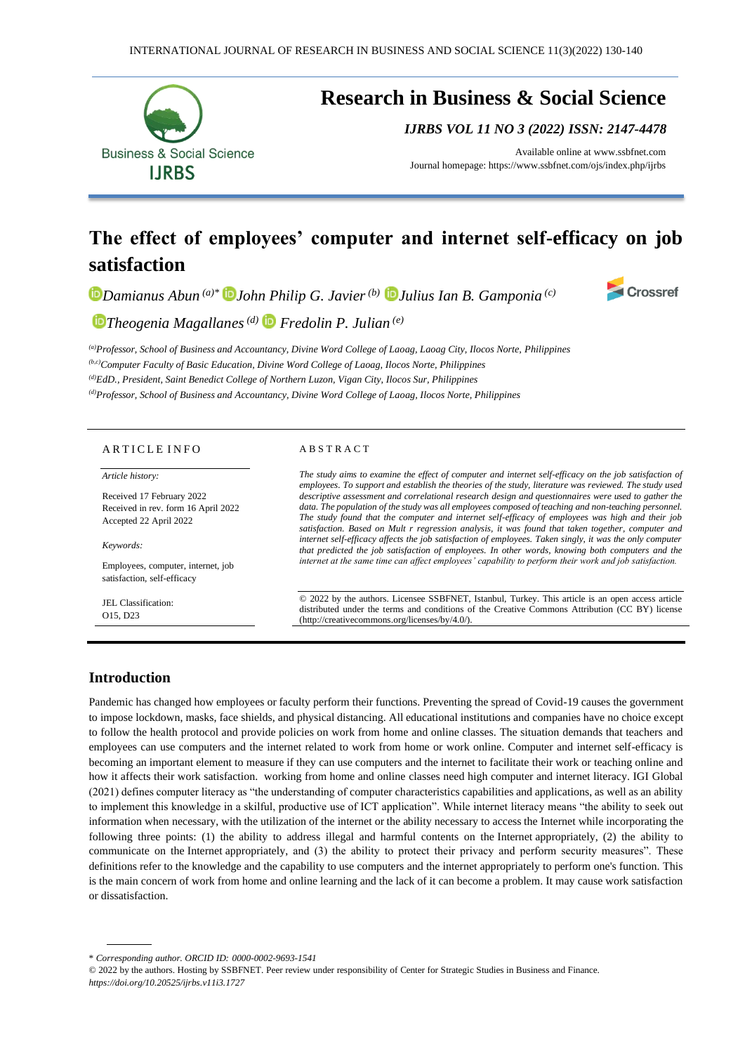# Research in Business & Social Science

*IJRBS VOL 11 NO 3 (2022) ISSN: 2147-4478*

Available online at www.ssbfnet.com
Journal homepage: https://www.ssbfnet.com/ojs/index.php/ijrbs

# The effect of employees' computer and internet self-efficacy on job satisfaction

*Damianus Abun* [(a)*] *John Philip G. Javier* [(b)] *Julius Ian B. Gamponia* [(c)] *Theogenia Magallanes* [(d)] *Fredolin P. Julian* [(e)]

[(a)]*Professor, School of Business and Accountancy, Divine Word College of Laoag, Laoag City, Ilocos Norte, Philippines*
[(b,c)]*Computer Faculty of Basic Education, Divine Word College of Laoag, Ilocos Norte, Philippines*
[(d)]*EdD., President, Saint Benedict College of Northern Luzon, Vigan City, Ilocos Sur, Philippines*
[(d)]*Professor, School of Business and Accountancy, Divine Word College of Laoag, Ilocos Norte, Philippines*

## ARTICLE INFO

*Article history:*

Received 17 February 2022
Received in rev. form 16 April 2022
Accepted 22 April 2022

*Keywords:*

Employees, computer, internet, job satisfaction, self-efficacy

JEL Classification:
O15, D23

## ABSTRACT

*The study aims to examine the effect of computer and internet self-efficacy on the job satisfaction of employees. To support and establish the theories of the study, literature was reviewed. The study used descriptive assessment and correlational research design and questionnaires were used to gather the data. The population of the study was all employees composed of teaching and non-teaching personnel. The study found that the computer and internet self-efficacy of employees was high and their job satisfaction. Based on Mult r regression analysis, it was found that taken together, computer and internet self-efficacy affects the job satisfaction of employees. Taken singly, it was the only computer that predicted the job satisfaction of employees. In other words, knowing both computers and the internet at the same time can affect employees' capability to perform their work and job satisfaction.*

© 2022 by the authors. Licensee SSBFNET, Istanbul, Turkey. This article is an open access article distributed under the terms and conditions of the Creative Commons Attribution (CC BY) license (http://creativecommons.org/licenses/by/4.0/).

## Introduction

Pandemic has changed how employees or faculty perform their functions. Preventing the spread of Covid-19 causes the government to impose lockdown, masks, face shields, and physical distancing. All educational institutions and companies have no choice except to follow the health protocol and provide policies on work from home and online classes. The situation demands that teachers and employees can use computers and the internet related to work from home or work online. Computer and internet self-efficacy is becoming an important element to measure if they can use computers and the internet to facilitate their work or teaching online and how it affects their work satisfaction. working from home and online classes need high computer and internet literacy. IGI Global (2021) defines computer literacy as "the understanding of computer characteristics capabilities and applications, as well as an ability to implement this knowledge in a skilful, productive use of ICT application". While internet literacy means "the ability to seek out information when necessary, with the utilization of the internet or the ability necessary to access the Internet while incorporating the following three points: (1) the ability to address illegal and harmful contents on the Internet appropriately, (2) the ability to communicate on the Internet appropriately, and (3) the ability to protect their privacy and perform security measures". These definitions refer to the knowledge and the capability to use computers and the internet appropriately to perform one's function. This is the main concern of work from home and online learning and the lack of it can become a problem. It may cause work satisfaction or dissatisfaction.

\* *Corresponding author. ORCID ID: 0000-0002-9693-1541*
© 2022 by the authors. Hosting by SSBFNET. Peer review under responsibility of Center for Strategic Studies in Business and Finance.
*https://doi.org/10.20525/ijrbs.v11i3.1727*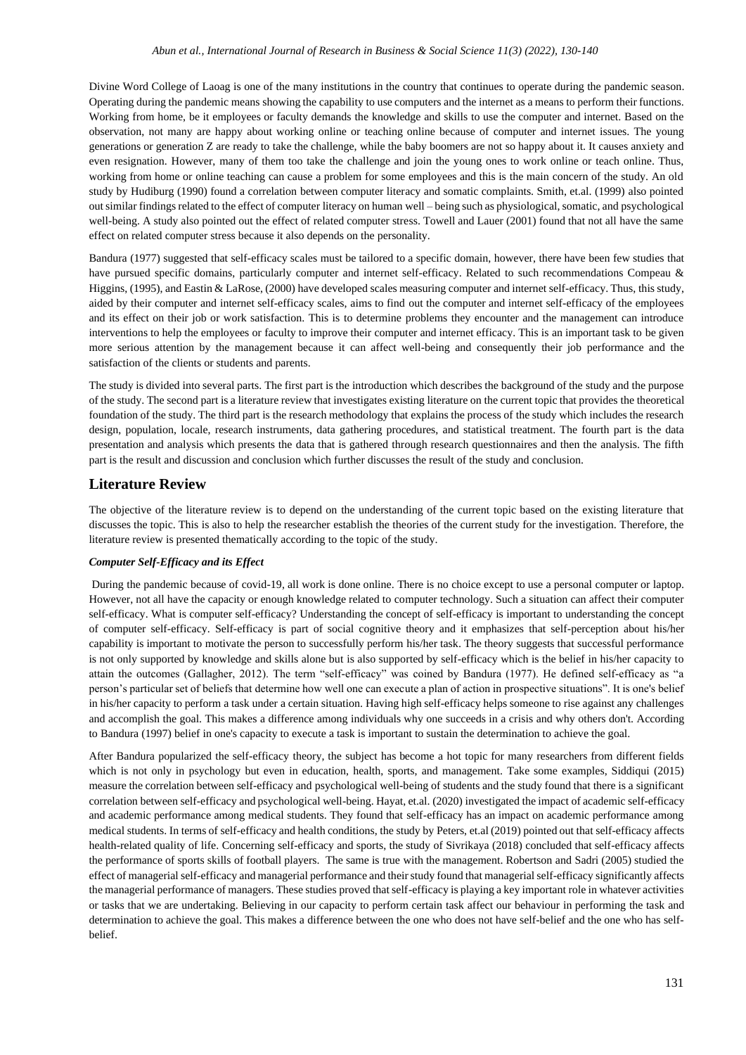Divine Word College of Laoag is one of the many institutions in the country that continues to operate during the pandemic season. Operating during the pandemic means showing the capability to use computers and the internet as a means to perform their functions. Working from home, be it employees or faculty demands the knowledge and skills to use the computer and internet. Based on the observation, not many are happy about working online or teaching online because of computer and internet issues. The young generations or generation Z are ready to take the challenge, while the baby boomers are not so happy about it. It causes anxiety and even resignation. However, many of them too take the challenge and join the young ones to work online or teach online. Thus, working from home or online teaching can cause a problem for some employees and this is the main concern of the study. An old study by Hudiburg (1990) found a correlation between computer literacy and somatic complaints. Smith, et.al. (1999) also pointed out similar findings related to the effect of computer literacy on human well – being such as physiological, somatic, and psychological well-being. A study also pointed out the effect of related computer stress. Towell and Lauer (2001) found that not all have the same effect on related computer stress because it also depends on the personality.

Bandura (1977) suggested that self-efficacy scales must be tailored to a specific domain, however, there have been few studies that have pursued specific domains, particularly computer and internet self-efficacy. Related to such recommendations Compeau & Higgins, (1995), and Eastin & LaRose, (2000) have developed scales measuring computer and internet self-efficacy. Thus, this study, aided by their computer and internet self-efficacy scales, aims to find out the computer and internet self-efficacy of the employees and its effect on their job or work satisfaction. This is to determine problems they encounter and the management can introduce interventions to help the employees or faculty to improve their computer and internet efficacy. This is an important task to be given more serious attention by the management because it can affect well-being and consequently their job performance and the satisfaction of the clients or students and parents.

The study is divided into several parts. The first part is the introduction which describes the background of the study and the purpose of the study. The second part is a literature review that investigates existing literature on the current topic that provides the theoretical foundation of the study. The third part is the research methodology that explains the process of the study which includes the research design, population, locale, research instruments, data gathering procedures, and statistical treatment. The fourth part is the data presentation and analysis which presents the data that is gathered through research questionnaires and then the analysis. The fifth part is the result and discussion and conclusion which further discusses the result of the study and conclusion.

## Literature Review

The objective of the literature review is to depend on the understanding of the current topic based on the existing literature that discusses the topic. This is also to help the researcher establish the theories of the current study for the investigation. Therefore, the literature review is presented thematically according to the topic of the study.

#### *Computer Self-Efficacy and its Effect*

During the pandemic because of covid-19, all work is done online. There is no choice except to use a personal computer or laptop. However, not all have the capacity or enough knowledge related to computer technology. Such a situation can affect their computer self-efficacy. What is computer self-efficacy? Understanding the concept of self-efficacy is important to understanding the concept of computer self-efficacy. Self-efficacy is part of social cognitive theory and it emphasizes that self-perception about his/her capability is important to motivate the person to successfully perform his/her task. The theory suggests that successful performance is not only supported by knowledge and skills alone but is also supported by self-efficacy which is the belief in his/her capacity to attain the outcomes (Gallagher, 2012). The term "self-efficacy" was coined by Bandura (1977). He defined self-efficacy as "a person's particular set of beliefs that determine how well one can execute a plan of action in prospective situations". It is one's belief in his/her capacity to perform a task under a certain situation. Having high self-efficacy helps someone to rise against any challenges and accomplish the goal. This makes a difference among individuals why one succeeds in a crisis and why others don't. According to Bandura (1997) belief in one's capacity to execute a task is important to sustain the determination to achieve the goal.

After Bandura popularized the self-efficacy theory, the subject has become a hot topic for many researchers from different fields which is not only in psychology but even in education, health, sports, and management. Take some examples, Siddiqui (2015) measure the correlation between self-efficacy and psychological well-being of students and the study found that there is a significant correlation between self-efficacy and psychological well-being. Hayat, et.al. (2020) investigated the impact of academic self-efficacy and academic performance among medical students. They found that self-efficacy has an impact on academic performance among medical students. In terms of self-efficacy and health conditions, the study by Peters, et.al (2019) pointed out that self-efficacy affects health-related quality of life. Concerning self-efficacy and sports, the study of Sivrikaya (2018) concluded that self-efficacy affects the performance of sports skills of football players. The same is true with the management. Robertson and Sadri (2005) studied the effect of managerial self-efficacy and managerial performance and their study found that managerial self-efficacy significantly affects the managerial performance of managers. These studies proved that self-efficacy is playing a key important role in whatever activities or tasks that we are undertaking. Believing in our capacity to perform certain task affect our behaviour in performing the task and determination to achieve the goal. This makes a difference between the one who does not have self-belief and the one who has self-belief.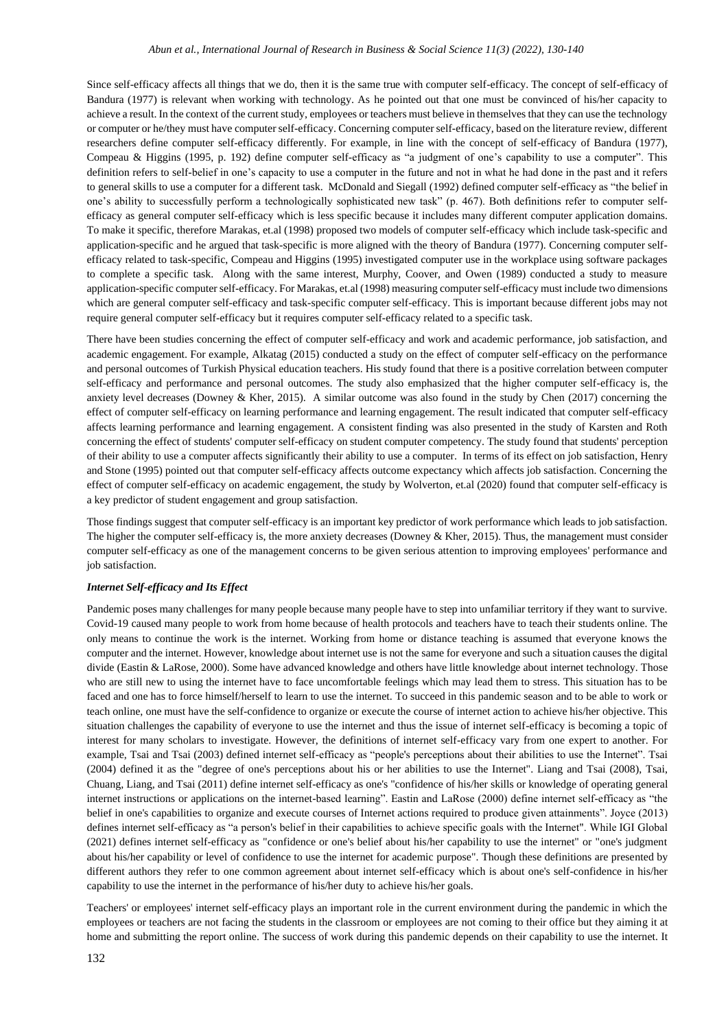Since self-efficacy affects all things that we do, then it is the same true with computer self-efficacy. The concept of self-efficacy of Bandura (1977) is relevant when working with technology. As he pointed out that one must be convinced of his/her capacity to achieve a result. In the context of the current study, employees or teachers must believe in themselves that they can use the technology or computer or he/they must have computer self-efficacy. Concerning computer self-efficacy, based on the literature review, different researchers define computer self-efficacy differently. For example, in line with the concept of self-efficacy of Bandura (1977), Compeau & Higgins (1995, p. 192) define computer self-efficacy as "a judgment of one's capability to use a computer". This definition refers to self-belief in one's capacity to use a computer in the future and not in what he had done in the past and it refers to general skills to use a computer for a different task. McDonald and Siegall (1992) defined computer self-efficacy as "the belief in one's ability to successfully perform a technologically sophisticated new task" (p. 467). Both definitions refer to computer self-efficacy as general computer self-efficacy which is less specific because it includes many different computer application domains. To make it specific, therefore Marakas, et.al (1998) proposed two models of computer self-efficacy which include task-specific and application-specific and he argued that task-specific is more aligned with the theory of Bandura (1977). Concerning computer self-efficacy related to task-specific, Compeau and Higgins (1995) investigated computer use in the workplace using software packages to complete a specific task. Along with the same interest, Murphy, Coover, and Owen (1989) conducted a study to measure application-specific computer self-efficacy. For Marakas, et.al (1998) measuring computer self-efficacy must include two dimensions which are general computer self-efficacy and task-specific computer self-efficacy. This is important because different jobs may not require general computer self-efficacy but it requires computer self-efficacy related to a specific task.

There have been studies concerning the effect of computer self-efficacy and work and academic performance, job satisfaction, and academic engagement. For example, Alkatag (2015) conducted a study on the effect of computer self-efficacy on the performance and personal outcomes of Turkish Physical education teachers. His study found that there is a positive correlation between computer self-efficacy and performance and personal outcomes. The study also emphasized that the higher computer self-efficacy is, the anxiety level decreases (Downey & Kher, 2015). A similar outcome was also found in the study by Chen (2017) concerning the effect of computer self-efficacy on learning performance and learning engagement. The result indicated that computer self-efficacy affects learning performance and learning engagement. A consistent finding was also presented in the study of Karsten and Roth concerning the effect of students' computer self-efficacy on student computer competency. The study found that students' perception of their ability to use a computer affects significantly their ability to use a computer. In terms of its effect on job satisfaction, Henry and Stone (1995) pointed out that computer self-efficacy affects outcome expectancy which affects job satisfaction. Concerning the effect of computer self-efficacy on academic engagement, the study by Wolverton, et.al (2020) found that computer self-efficacy is a key predictor of student engagement and group satisfaction.

Those findings suggest that computer self-efficacy is an important key predictor of work performance which leads to job satisfaction. The higher the computer self-efficacy is, the more anxiety decreases (Downey & Kher, 2015). Thus, the management must consider computer self-efficacy as one of the management concerns to be given serious attention to improving employees' performance and job satisfaction.

### *Internet Self-efficacy and Its Effect*

Pandemic poses many challenges for many people because many people have to step into unfamiliar territory if they want to survive. Covid-19 caused many people to work from home because of health protocols and teachers have to teach their students online. The only means to continue the work is the internet. Working from home or distance teaching is assumed that everyone knows the computer and the internet. However, knowledge about internet use is not the same for everyone and such a situation causes the digital divide (Eastin & LaRose, 2000). Some have advanced knowledge and others have little knowledge about internet technology. Those who are still new to using the internet have to face uncomfortable feelings which may lead them to stress. This situation has to be faced and one has to force himself/herself to learn to use the internet. To succeed in this pandemic season and to be able to work or teach online, one must have the self-confidence to organize or execute the course of internet action to achieve his/her objective. This situation challenges the capability of everyone to use the internet and thus the issue of internet self-efficacy is becoming a topic of interest for many scholars to investigate. However, the definitions of internet self-efficacy vary from one expert to another. For example, Tsai and Tsai (2003) defined internet self-efficacy as "people's perceptions about their abilities to use the Internet". Tsai (2004) defined it as the "degree of one's perceptions about his or her abilities to use the Internet". Liang and Tsai (2008), Tsai, Chuang, Liang, and Tsai (2011) define internet self-efficacy as one's "confidence of his/her skills or knowledge of operating general internet instructions or applications on the internet-based learning". Eastin and LaRose (2000) define internet self-efficacy as "the belief in one's capabilities to organize and execute courses of Internet actions required to produce given attainments". Joyce (2013) defines internet self-efficacy as "a person's belief in their capabilities to achieve specific goals with the Internet". While IGI Global (2021) defines internet self-efficacy as "confidence or one's belief about his/her capability to use the internet" or "one's judgment about his/her capability or level of confidence to use the internet for academic purpose". Though these definitions are presented by different authors they refer to one common agreement about internet self-efficacy which is about one's self-confidence in his/her capability to use the internet in the performance of his/her duty to achieve his/her goals.

Teachers' or employees' internet self-efficacy plays an important role in the current environment during the pandemic in which the employees or teachers are not facing the students in the classroom or employees are not coming to their office but they aiming it at home and submitting the report online. The success of work during this pandemic depends on their capability to use the internet. It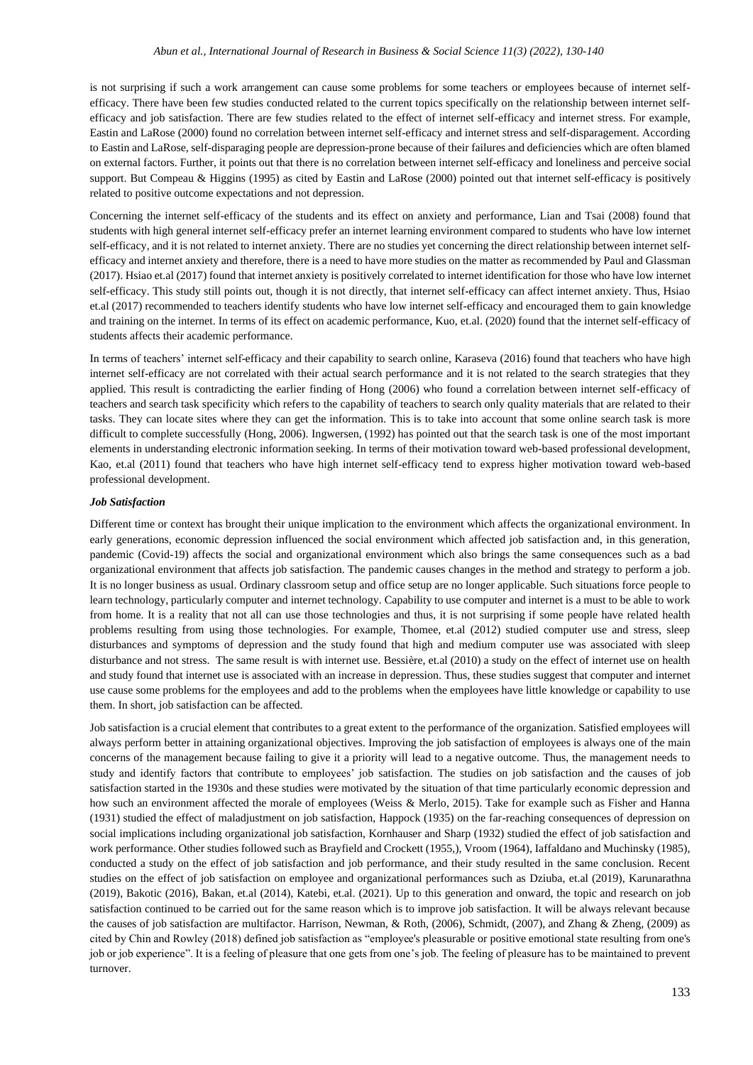is not surprising if such a work arrangement can cause some problems for some teachers or employees because of internet self-efficacy. There have been few studies conducted related to the current topics specifically on the relationship between internet self-efficacy and job satisfaction. There are few studies related to the effect of internet self-efficacy and internet stress. For example, Eastin and LaRose (2000) found no correlation between internet self-efficacy and internet stress and self-disparagement. According to Eastin and LaRose, self-disparaging people are depression-prone because of their failures and deficiencies which are often blamed on external factors. Further, it points out that there is no correlation between internet self-efficacy and loneliness and perceive social support. But Compeau & Higgins (1995) as cited by Eastin and LaRose (2000) pointed out that internet self-efficacy is positively related to positive outcome expectations and not depression.

Concerning the internet self-efficacy of the students and its effect on anxiety and performance, Lian and Tsai (2008) found that students with high general internet self-efficacy prefer an internet learning environment compared to students who have low internet self-efficacy, and it is not related to internet anxiety. There are no studies yet concerning the direct relationship between internet self-efficacy and internet anxiety and therefore, there is a need to have more studies on the matter as recommended by Paul and Glassman (2017). Hsiao et.al (2017) found that internet anxiety is positively correlated to internet identification for those who have low internet self-efficacy. This study still points out, though it is not directly, that internet self-efficacy can affect internet anxiety. Thus, Hsiao et.al (2017) recommended to teachers identify students who have low internet self-efficacy and encouraged them to gain knowledge and training on the internet. In terms of its effect on academic performance, Kuo, et.al. (2020) found that the internet self-efficacy of students affects their academic performance.

In terms of teachers' internet self-efficacy and their capability to search online, Karaseva (2016) found that teachers who have high internet self-efficacy are not correlated with their actual search performance and it is not related to the search strategies that they applied. This result is contradicting the earlier finding of Hong (2006) who found a correlation between internet self-efficacy of teachers and search task specificity which refers to the capability of teachers to search only quality materials that are related to their tasks. They can locate sites where they can get the information. This is to take into account that some online search task is more difficult to complete successfully (Hong, 2006). Ingwersen, (1992) has pointed out that the search task is one of the most important elements in understanding electronic information seeking. In terms of their motivation toward web-based professional development, Kao, et.al (2011) found that teachers who have high internet self-efficacy tend to express higher motivation toward web-based professional development.

***Job Satisfaction***

Different time or context has brought their unique implication to the environment which affects the organizational environment. In early generations, economic depression influenced the social environment which affected job satisfaction and, in this generation, pandemic (Covid-19) affects the social and organizational environment which also brings the same consequences such as a bad organizational environment that affects job satisfaction. The pandemic causes changes in the method and strategy to perform a job. It is no longer business as usual. Ordinary classroom setup and office setup are no longer applicable. Such situations force people to learn technology, particularly computer and internet technology. Capability to use computer and internet is a must to be able to work from home. It is a reality that not all can use those technologies and thus, it is not surprising if some people have related health problems resulting from using those technologies. For example, Thomee, et.al (2012) studied computer use and stress, sleep disturbances and symptoms of depression and the study found that high and medium computer use was associated with sleep disturbance and not stress. The same result is with internet use. Bessière, et.al (2010) a study on the effect of internet use on health and study found that internet use is associated with an increase in depression. Thus, these studies suggest that computer and internet use cause some problems for the employees and add to the problems when the employees have little knowledge or capability to use them. In short, job satisfaction can be affected.

Job satisfaction is a crucial element that contributes to a great extent to the performance of the organization. Satisfied employees will always perform better in attaining organizational objectives. Improving the job satisfaction of employees is always one of the main concerns of the management because failing to give it a priority will lead to a negative outcome. Thus, the management needs to study and identify factors that contribute to employees' job satisfaction. The studies on job satisfaction and the causes of job satisfaction started in the 1930s and these studies were motivated by the situation of that time particularly economic depression and how such an environment affected the morale of employees (Weiss & Merlo, 2015). Take for example such as Fisher and Hanna (1931) studied the effect of maladjustment on job satisfaction, Happock (1935) on the far-reaching consequences of depression on social implications including organizational job satisfaction, Kornhauser and Sharp (1932) studied the effect of job satisfaction and work performance. Other studies followed such as Brayfield and Crockett (1955,), Vroom (1964), Iaffaldano and Muchinsky (1985), conducted a study on the effect of job satisfaction and job performance, and their study resulted in the same conclusion. Recent studies on the effect of job satisfaction on employee and organizational performances such as Dziuba, et.al (2019), Karunarathna (2019), Bakotic (2016), Bakan, et.al (2014), Katebi, et.al. (2021). Up to this generation and onward, the topic and research on job satisfaction continued to be carried out for the same reason which is to improve job satisfaction. It will be always relevant because the causes of job satisfaction are multifactor. Harrison, Newman, & Roth, (2006), Schmidt, (2007), and Zhang & Zheng, (2009) as cited by Chin and Rowley (2018) defined job satisfaction as "employee's pleasurable or positive emotional state resulting from one's job or job experience". It is a feeling of pleasure that one gets from one's job. The feeling of pleasure has to be maintained to prevent turnover.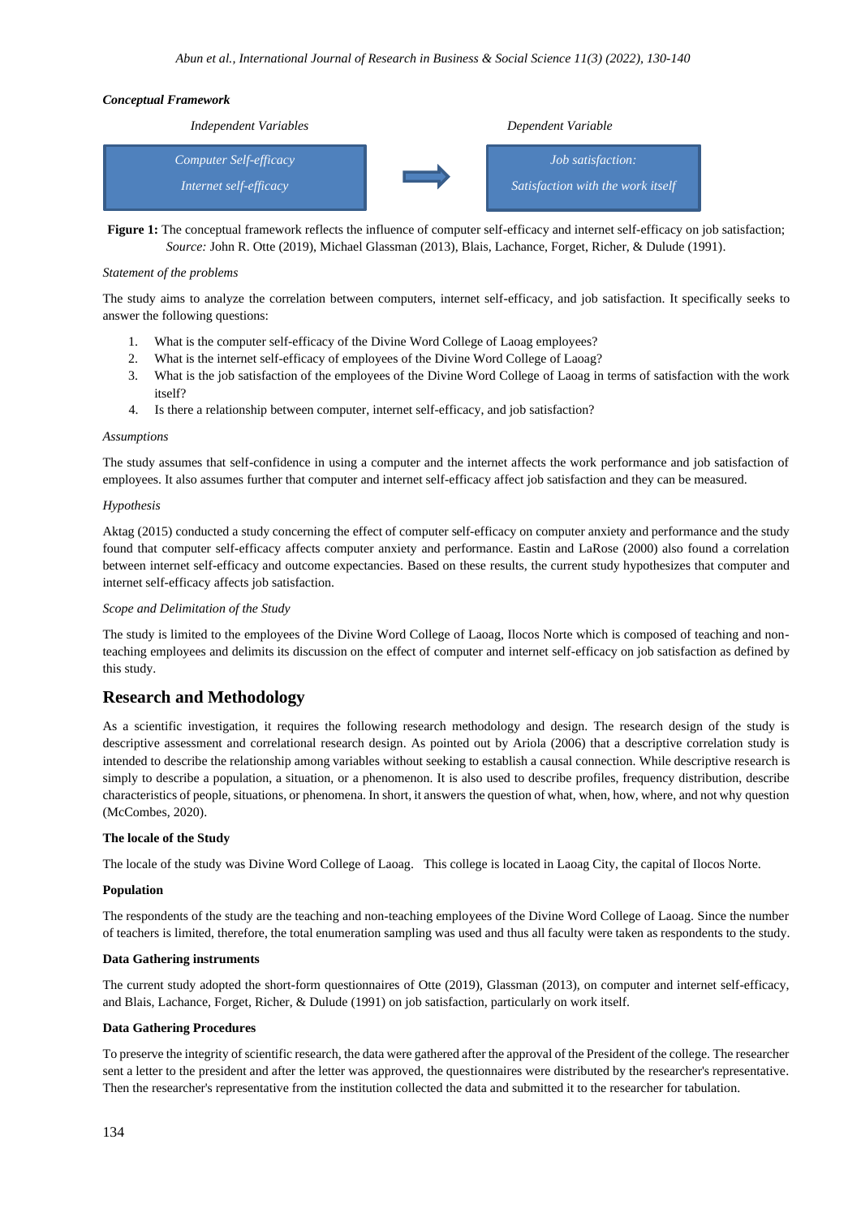*Conceptual Framework*

| *Independent Variables* | | *Dependent Variable* |
|---|---|---|
| *Computer Self-efficacy*<br>*Internet self-efficacy* | → | *Job satisfaction:*<br>*Satisfaction with the work itself* |

**Figure 1:** The conceptual framework reflects the influence of computer self-efficacy and internet self-efficacy on job satisfaction; *Source:* John R. Otte (2019), Michael Glassman (2013), Blais, Lachance, Forget, Richer, & Dulude (1991).

*Statement of the problems*

The study aims to analyze the correlation between computers, internet self-efficacy, and job satisfaction. It specifically seeks to answer the following questions:

1. What is the computer self-efficacy of the Divine Word College of Laoag employees?
2. What is the internet self-efficacy of employees of the Divine Word College of Laoag?
3. What is the job satisfaction of the employees of the Divine Word College of Laoag in terms of satisfaction with the work itself?
4. Is there a relationship between computer, internet self-efficacy, and job satisfaction?

*Assumptions*

The study assumes that self-confidence in using a computer and the internet affects the work performance and job satisfaction of employees. It also assumes further that computer and internet self-efficacy affect job satisfaction and they can be measured.

*Hypothesis*

Aktag (2015) conducted a study concerning the effect of computer self-efficacy on computer anxiety and performance and the study found that computer self-efficacy affects computer anxiety and performance. Eastin and LaRose (2000) also found a correlation between internet self-efficacy and outcome expectancies. Based on these results, the current study hypothesizes that computer and internet self-efficacy affects job satisfaction.

*Scope and Delimitation of the Study*

The study is limited to the employees of the Divine Word College of Laoag, Ilocos Norte which is composed of teaching and non-teaching employees and delimits its discussion on the effect of computer and internet self-efficacy on job satisfaction as defined by this study.

## Research and Methodology

As a scientific investigation, it requires the following research methodology and design. The research design of the study is descriptive assessment and correlational research design. As pointed out by Ariola (2006) that a descriptive correlation study is intended to describe the relationship among variables without seeking to establish a causal connection. While descriptive research is simply to describe a population, a situation, or a phenomenon. It is also used to describe profiles, frequency distribution, describe characteristics of people, situations, or phenomena. In short, it answers the question of what, when, how, where, and not why question (McCombes, 2020).

**The locale of the Study**

The locale of the study was Divine Word College of Laoag. This college is located in Laoag City, the capital of Ilocos Norte.

**Population**

The respondents of the study are the teaching and non-teaching employees of the Divine Word College of Laoag. Since the number of teachers is limited, therefore, the total enumeration sampling was used and thus all faculty were taken as respondents to the study.

**Data Gathering instruments**

The current study adopted the short-form questionnaires of Otte (2019), Glassman (2013), on computer and internet self-efficacy, and Blais, Lachance, Forget, Richer, & Dulude (1991) on job satisfaction, particularly on work itself.

**Data Gathering Procedures**

To preserve the integrity of scientific research, the data were gathered after the approval of the President of the college. The researcher sent a letter to the president and after the letter was approved, the questionnaires were distributed by the researcher's representative. Then the researcher's representative from the institution collected the data and submitted it to the researcher for tabulation.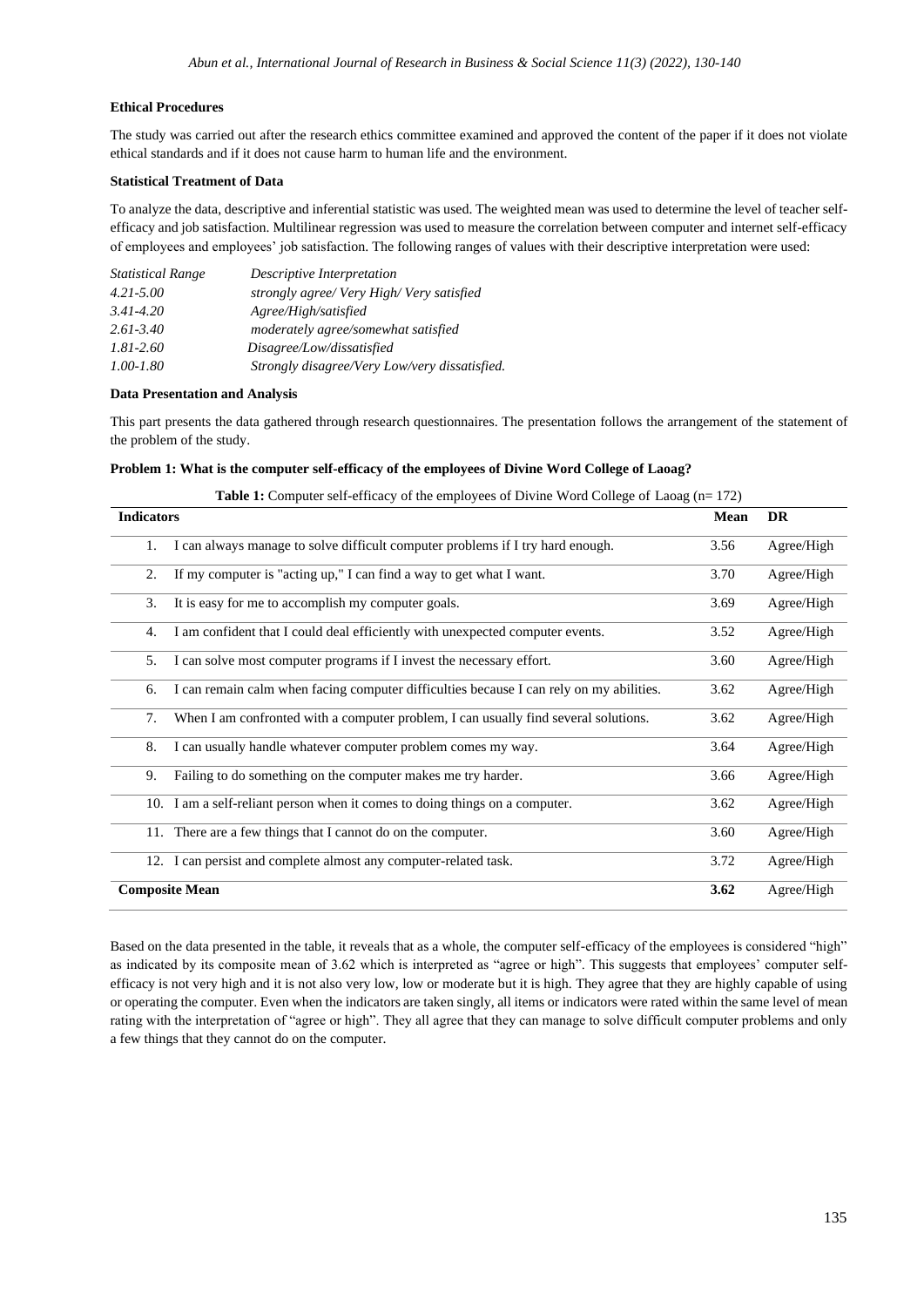**Ethical Procedures**

The study was carried out after the research ethics committee examined and approved the content of the paper if it does not violate ethical standards and if it does not cause harm to human life and the environment.

**Statistical Treatment of Data**

To analyze the data, descriptive and inferential statistic was used. The weighted mean was used to determine the level of teacher self-efficacy and job satisfaction. Multilinear regression was used to measure the correlation between computer and internet self-efficacy of employees and employees' job satisfaction. The following ranges of values with their descriptive interpretation were used:

| *Statistical Range* | *Descriptive Interpretation* |
|---|---|
| *4.21-5.00* | *strongly agree/ Very High/ Very satisfied* |
| *3.41-4.20* | *Agree/High/satisfied* |
| *2.61-3.40* | *moderately agree/somewhat satisfied* |
| *1.81-2.60* | *Disagree/Low/dissatisfied* |
| *1.00-1.80* | *Strongly disagree/Very Low/very dissatisfied.* |

**Data Presentation and Analysis**

This part presents the data gathered through research questionnaires. The presentation follows the arrangement of the statement of the problem of the study.

**Problem 1: What is the computer self-efficacy of the employees of Divine Word College of Laoag?**

**Table 1:** Computer self-efficacy of the employees of Divine Word College of Laoag (n= 172)

| Indicators | Mean | DR |
|---|---|---|
| 1. I can always manage to solve difficult computer problems if I try hard enough. | 3.56 | Agree/High |
| 2. If my computer is "acting up," I can find a way to get what I want. | 3.70 | Agree/High |
| 3. It is easy for me to accomplish my computer goals. | 3.69 | Agree/High |
| 4. I am confident that I could deal efficiently with unexpected computer events. | 3.52 | Agree/High |
| 5. I can solve most computer programs if I invest the necessary effort. | 3.60 | Agree/High |
| 6. I can remain calm when facing computer difficulties because I can rely on my abilities. | 3.62 | Agree/High |
| 7. When I am confronted with a computer problem, I can usually find several solutions. | 3.62 | Agree/High |
| 8. I can usually handle whatever computer problem comes my way. | 3.64 | Agree/High |
| 9. Failing to do something on the computer makes me try harder. | 3.66 | Agree/High |
| 10. I am a self-reliant person when it comes to doing things on a computer. | 3.62 | Agree/High |
| 11. There are a few things that I cannot do on the computer. | 3.60 | Agree/High |
| 12. I can persist and complete almost any computer-related task. | 3.72 | Agree/High |
| **Composite Mean** | **3.62** | Agree/High |

Based on the data presented in the table, it reveals that as a whole, the computer self-efficacy of the employees is considered "high" as indicated by its composite mean of 3.62 which is interpreted as "agree or high". This suggests that employees' computer self-efficacy is not very high and it is not also very low, low or moderate but it is high. They agree that they are highly capable of using or operating the computer. Even when the indicators are taken singly, all items or indicators were rated within the same level of mean rating with the interpretation of "agree or high". They all agree that they can manage to solve difficult computer problems and only a few things that they cannot do on the computer.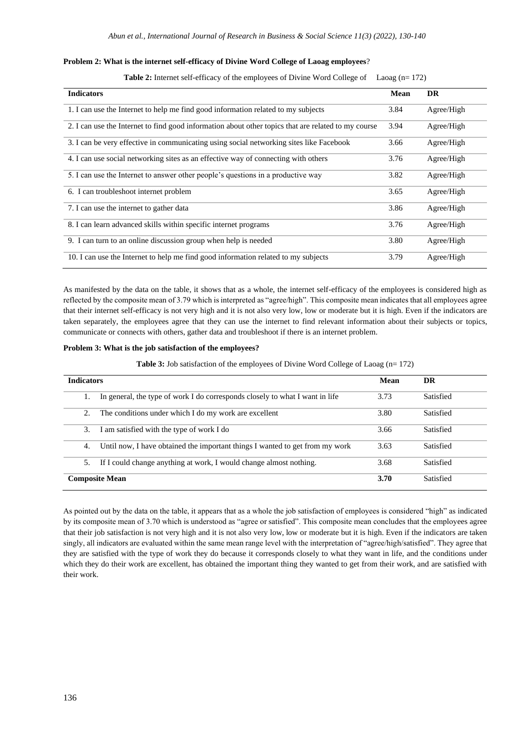**Problem 2: What is the internet self-efficacy of Divine Word College of Laoag employees**?

**Table 2:** Internet self-efficacy of the employees of Divine Word College of Laoag (n= 172)

| Indicators | Mean | DR |
|---|---|---|
| 1. I can use the Internet to help me find good information related to my subjects | 3.84 | Agree/High |
| 2. I can use the Internet to find good information about other topics that are related to my course | 3.94 | Agree/High |
| 3. I can be very effective in communicating using social networking sites like Facebook | 3.66 | Agree/High |
| 4. I can use social networking sites as an effective way of connecting with others | 3.76 | Agree/High |
| 5. I can use the Internet to answer other people's questions in a productive way | 3.82 | Agree/High |
| 6. I can troubleshoot internet problem | 3.65 | Agree/High |
| 7. I can use the internet to gather data | 3.86 | Agree/High |
| 8. I can learn advanced skills within specific internet programs | 3.76 | Agree/High |
| 9. I can turn to an online discussion group when help is needed | 3.80 | Agree/High |
| 10. I can use the Internet to help me find good information related to my subjects | 3.79 | Agree/High |

As manifested by the data on the table, it shows that as a whole, the internet self-efficacy of the employees is considered high as reflected by the composite mean of 3.79 which is interpreted as "agree/high". This composite mean indicates that all employees agree that their internet self-efficacy is not very high and it is not also very low, low or moderate but it is high. Even if the indicators are taken separately, the employees agree that they can use the internet to find relevant information about their subjects or topics, communicate or connects with others, gather data and troubleshoot if there is an internet problem.

**Problem 3: What is the job satisfaction of the employees?**

**Table 3:** Job satisfaction of the employees of Divine Word College of Laoag (n= 172)

| Indicators | Mean | DR |
|---|---|---|
| 1. In general, the type of work I do corresponds closely to what I want in life | 3.73 | Satisfied |
| 2. The conditions under which I do my work are excellent | 3.80 | Satisfied |
| 3. I am satisfied with the type of work I do | 3.66 | Satisfied |
| 4. Until now, I have obtained the important things I wanted to get from my work | 3.63 | Satisfied |
| 5. If I could change anything at work, I would change almost nothing. | 3.68 | Satisfied |
| **Composite Mean** | **3.70** | Satisfied |

As pointed out by the data on the table, it appears that as a whole the job satisfaction of employees is considered "high" as indicated by its composite mean of 3.70 which is understood as "agree or satisfied". This composite mean concludes that the employees agree that their job satisfaction is not very high and it is not also very low, low or moderate but it is high. Even if the indicators are taken singly, all indicators are evaluated within the same mean range level with the interpretation of "agree/high/satisfied". They agree that they are satisfied with the type of work they do because it corresponds closely to what they want in life, and the conditions under which they do their work are excellent, has obtained the important thing they wanted to get from their work, and are satisfied with their work.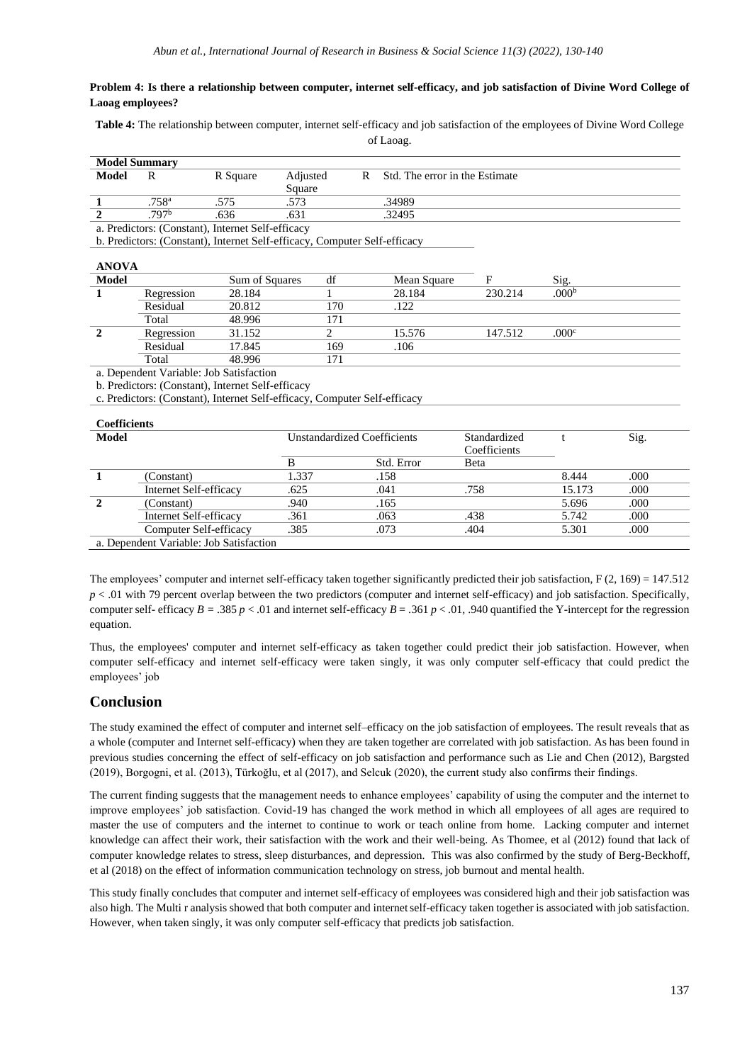**Problem 4: Is there a relationship between computer, internet self-efficacy, and job satisfaction of Divine Word College of Laoag employees?**

**Table 4:** The relationship between computer, internet self-efficacy and job satisfaction of the employees of Divine Word College of Laoag.

**Model Summary**

| Model | R | R Square | Adjusted R Square | Std. The error in the Estimate |
|---|---|---|---|---|
| 1 | .758[a] | .575 | .573 | .34989 |
| 2 | .797[b] | .636 | .631 | .32495 |

a. Predictors: (Constant), Internet Self-efficacy
b. Predictors: (Constant), Internet Self-efficacy, Computer Self-efficacy

**ANOVA**

| Model | | Sum of Squares | df | Mean Square | F | Sig. |
|---|---|---|---|---|---|---|
| 1 | Regression | 28.184 | 1 | 28.184 | 230.214 | .000[b] |
| | Residual | 20.812 | 170 | .122 | | |
| | Total | 48.996 | 171 | | | |
| 2 | Regression | 31.152 | 2 | 15.576 | 147.512 | .000[c] |
| | Residual | 17.845 | 169 | .106 | | |
| | Total | 48.996 | 171 | | | |

a. Dependent Variable: Job Satisfaction
b. Predictors: (Constant), Internet Self-efficacy
c. Predictors: (Constant), Internet Self-efficacy, Computer Self-efficacy

**Coefficients**

| Model | | Unstandardized Coefficients | | Standardized Coefficients | t | Sig. |
|---|---|---|---|---|---|---|
| | | B | Std. Error | Beta | | |
| 1 | (Constant) | 1.337 | .158 | | 8.444 | .000 |
| | Internet Self-efficacy | .625 | .041 | .758 | 15.173 | .000 |
| 2 | (Constant) | .940 | .165 | | 5.696 | .000 |
| | Internet Self-efficacy | .361 | .063 | .438 | 5.742 | .000 |
| | Computer Self-efficacy | .385 | .073 | .404 | 5.301 | .000 |

a. Dependent Variable: Job Satisfaction

The employees' computer and internet self-efficacy taken together significantly predicted their job satisfaction, $F$ (2, 169) = 147.512 $p < .01$ with 79 percent overlap between the two predictors (computer and internet self-efficacy) and job satisfaction. Specifically, computer self- efficacy $B = .385$ $p < .01$ and internet self-efficacy $B = .361$ $p < .01$, .940 quantified the Y-intercept for the regression equation.

Thus, the employees' computer and internet self-efficacy as taken together could predict their job satisfaction. However, when computer self-efficacy and internet self-efficacy were taken singly, it was only computer self-efficacy that could predict the employees' job

## Conclusion

The study examined the effect of computer and internet self–efficacy on the job satisfaction of employees. The result reveals that as a whole (computer and Internet self-efficacy) when they are taken together are correlated with job satisfaction. As has been found in previous studies concerning the effect of self-efficacy on job satisfaction and performance such as Lie and Chen (2012), Bargsted (2019), Borgogni, et al. (2013), Türkoğlu, et al (2017), and Selcuk (2020), the current study also confirms their findings.

The current finding suggests that the management needs to enhance employees' capability of using the computer and the internet to improve employees' job satisfaction. Covid-19 has changed the work method in which all employees of all ages are required to master the use of computers and the internet to continue to work or teach online from home. Lacking computer and internet knowledge can affect their work, their satisfaction with the work and their well-being. As Thomee, et al (2012) found that lack of computer knowledge relates to stress, sleep disturbances, and depression. This was also confirmed by the study of Berg-Beckhoff, et al (2018) on the effect of information communication technology on stress, job burnout and mental health.

This study finally concludes that computer and internet self-efficacy of employees was considered high and their job satisfaction was also high. The Multi r analysis showed that both computer and internet self-efficacy taken together is associated with job satisfaction. However, when taken singly, it was only computer self-efficacy that predicts job satisfaction.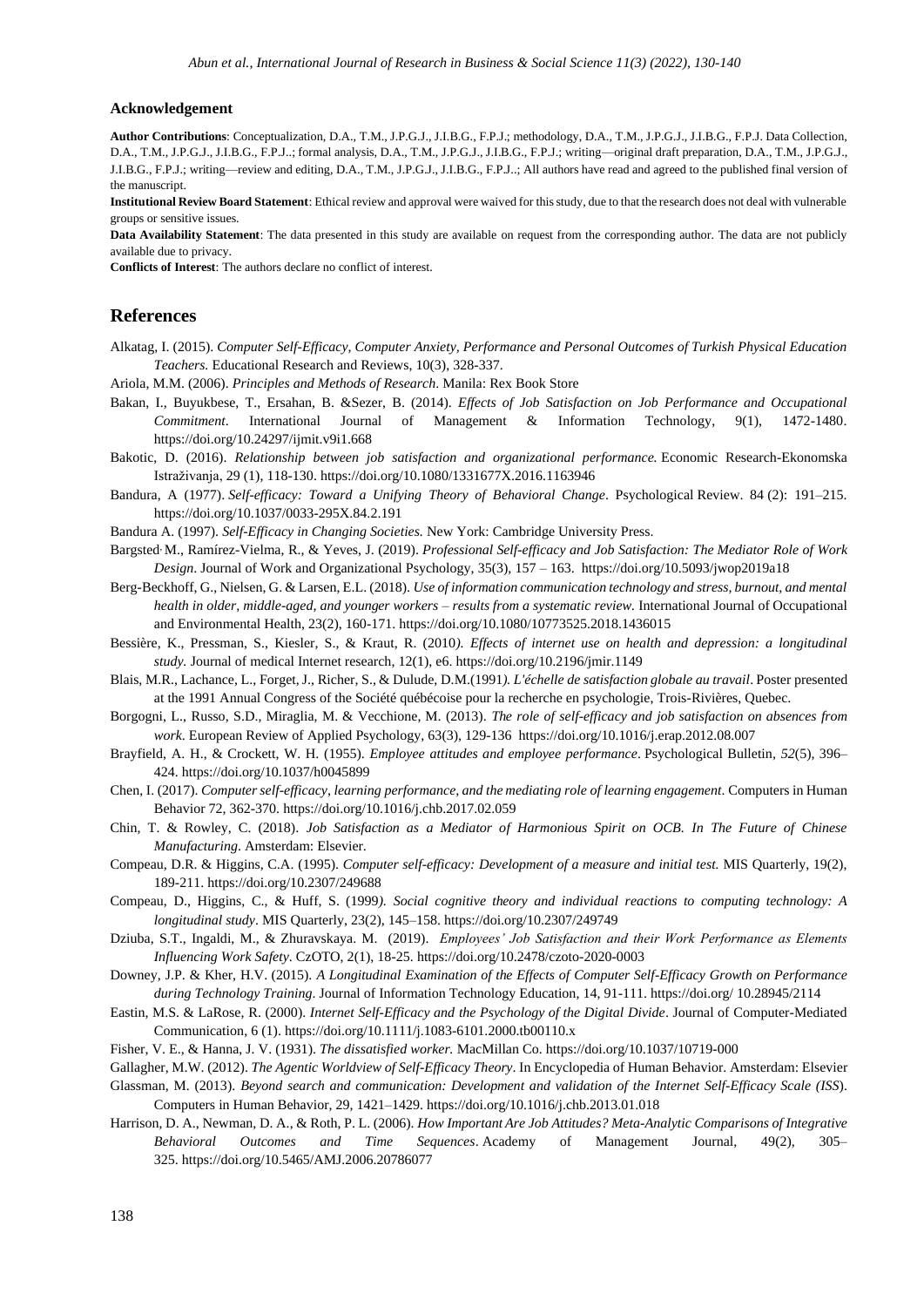### Acknowledgement

**Author Contributions**: Conceptualization, D.A., T.M., J.P.G.J., J.I.B.G., F.P.J.; methodology, D.A., T.M., J.P.G.J., J.I.B.G., F.P.J. Data Collection, D.A., T.M., J.P.G.J., J.I.B.G., F.P.J..; formal analysis, D.A., T.M., J.P.G.J., J.I.B.G., F.P.J.; writing—original draft preparation, D.A., T.M., J.P.G.J., J.I.B.G., F.P.J.; writing—review and editing, D.A., T.M., J.P.G.J., J.I.B.G., F.P.J..; All authors have read and agreed to the published final version of the manuscript.

**Institutional Review Board Statement**: Ethical review and approval were waived for this study, due to that the research does not deal with vulnerable groups or sensitive issues.

**Data Availability Statement**: The data presented in this study are available on request from the corresponding author. The data are not publicly available due to privacy.

**Conflicts of Interest**: The authors declare no conflict of interest.

## References

Alkatag, I. (2015). *Computer Self-Efficacy, Computer Anxiety, Performance and Personal Outcomes of Turkish Physical Education Teachers.* Educational Research and Reviews, 10(3), 328-337.

Ariola, M.M. (2006). *Principles and Methods of Research*. Manila: Rex Book Store

Bakan, I., Buyukbese, T., Ersahan, B. &Sezer, B. (2014). *Effects of Job Satisfaction on Job Performance and Occupational Commitment*. International Journal of Management & Information Technology, 9(1), 1472-1480. https://doi.org/10.24297/ijmit.v9i1.668

Bakotic, D. (2016). *Relationship between job satisfaction and organizational performance.* Economic Research-Ekonomska Istraživanja, 29 (1), 118-130. https://doi.org/10.1080/1331677X.2016.1163946

Bandura, A (1977). *Self-efficacy: Toward a Unifying Theory of Behavioral Change*. Psychological Review. 84 (2): 191–215. https://doi.org/10.1037/0033-295X.84.2.191

Bandura A. (1997). *Self-Efficacy in Changing Societies.* New York: Cambridge University Press.

Bargsted, M., Ramírez-Vielma, R., & Yeves, J. (2019). *Professional Self-efficacy and Job Satisfaction: The Mediator Role of Work Design*. Journal of Work and Organizational Psychology, 35(3), 157 – 163. https://doi.org/10.5093/jwop2019a18

Berg-Beckhoff, G., Nielsen, G. & Larsen, E.L. (2018). *Use of information communication technology and stress, burnout, and mental health in older, middle-aged, and younger workers – results from a systematic review.* International Journal of Occupational and Environmental Health, 23(2), 160-171. https://doi.org/10.1080/10773525.2018.1436015

Bessière, K., Pressman, S., Kiesler, S., & Kraut, R. (2010*). Effects of internet use on health and depression: a longitudinal study.* Journal of medical Internet research, 12(1), e6. https://doi.org/10.2196/jmir.1149

Blais, M.R., Lachance, L., Forget, J., Richer, S., & Dulude, D.M.(1991*). L'échelle de satisfaction globale au travail*. Poster presented at the 1991 Annual Congress of the Société québécoise pour la recherche en psychologie, Trois-Rivières, Quebec.

Borgogni, L., Russo, S.D., Miraglia, M. & Vecchione, M. (2013). *The role of self-efficacy and job satisfaction on absences from work*. European Review of Applied Psychology, 63(3), 129-136 https://doi.org/10.1016/j.erap.2012.08.007

Brayfield, A. H., & Crockett, W. H. (1955). *Employee attitudes and employee performance*. Psychological Bulletin, *52*(5), 396–424. https://doi.org/10.1037/h0045899

Chen, I. (2017). *Computer self-efficacy, learning performance, and the mediating role of learning engagement*. Computers in Human Behavior 72, 362-370. https://doi.org/10.1016/j.chb.2017.02.059

Chin, T. & Rowley, C. (2018). *Job Satisfaction as a Mediator of Harmonious Spirit on OCB. In The Future of Chinese Manufacturing*. Amsterdam: Elsevier.

Compeau, D.R. & Higgins, C.A. (1995). *Computer self-efficacy: Development of a measure and initial test.* MIS Quarterly, 19(2), 189-211. https://doi.org/10.2307/249688

Compeau, D., Higgins, C., & Huff, S. (1999*). Social cognitive theory and individual reactions to computing technology: A longitudinal study*. MIS Quarterly, 23(2), 145–158. https://doi.org/10.2307/249749

Dziuba, S.T., Ingaldi, M., & Zhuravskaya. M. (2019). *Employees' Job Satisfaction and their Work Performance as Elements Influencing Work Safety*. CzOTO, 2(1), 18-25. https://doi.org/10.2478/czoto-2020-0003

Downey, J.P. & Kher, H.V. (2015). *A Longitudinal Examination of the Effects of Computer Self-Efficacy Growth on Performance during Technology Training*. Journal of Information Technology Education, 14, 91-111. https://doi.org/ 10.28945/2114

Eastin, M.S. & LaRose, R. (2000). *Internet Self-Efficacy and the Psychology of the Digital Divide*. Journal of Computer-Mediated Communication, 6 (1). https://doi.org/10.1111/j.1083-6101.2000.tb00110.x

Fisher, V. E., & Hanna, J. V. (1931). *The dissatisfied worker.* MacMillan Co. https://doi.org/10.1037/10719-000

Gallagher, M.W. (2012). *The Agentic Worldview of Self-Efficacy Theory*. In Encyclopedia of Human Behavior. Amsterdam: Elsevier

Glassman, M. (2013). *Beyond search and communication: Development and validation of the Internet Self-Efficacy Scale (ISS*). Computers in Human Behavior, 29, 1421–1429. https://doi.org/10.1016/j.chb.2013.01.018

Harrison, D. A., Newman, D. A., & Roth, P. L. (2006). *How Important Are Job Attitudes? Meta-Analytic Comparisons of Integrative Behavioral Outcomes and Time Sequences*. Academy of Management Journal, 49(2), 305–325. https://doi.org/10.5465/AMJ.2006.20786077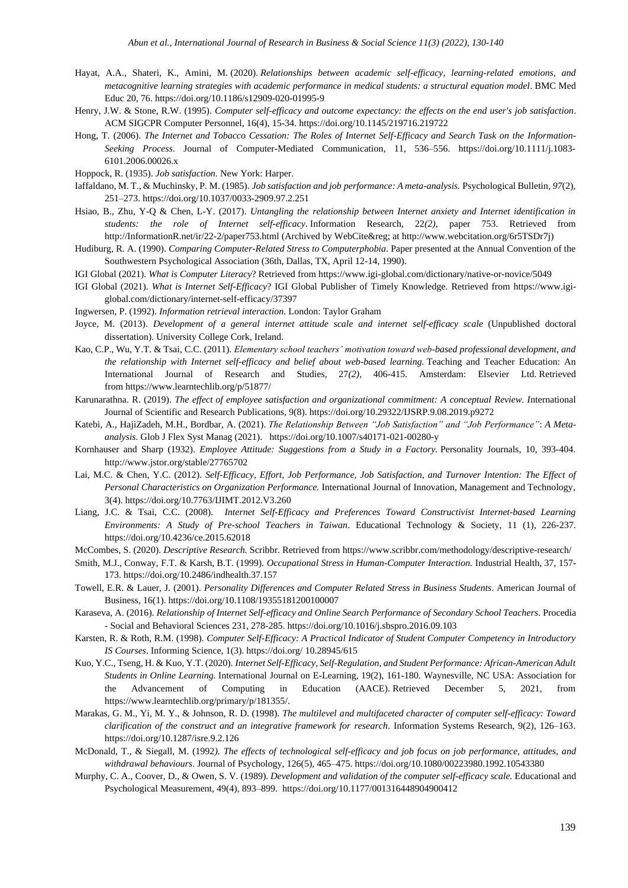Hayat, A.A., Shateri, K., Amini, M. (2020). *Relationships between academic self-efficacy, learning-related emotions, and metacognitive learning strategies with academic performance in medical students: a structural equation model*. BMC Med Educ 20, 76. https://doi.org/10.1186/s12909-020-01995-9

Henry, J.W. & Stone, R.W. (1995). *Computer self-efficacy and outcome expectancy: the effects on the end user's job satisfaction*. ACM SIGCPR Computer Personnel, 16(4), 15-34. https://doi.org/10.1145/219716.219722

Hong, T. (2006). *The Internet and Tobacco Cessation: The Roles of Internet Self-Efficacy and Search Task on the Information-Seeking Process*. Journal of Computer-Mediated Communication, 11, 536–556. https://doi.org/10.1111/j.1083-6101.2006.00026.x

Hoppock, R. (1935). *Job satisfaction.* New York: Harper.

Iaffaldano, M. T., & Muchinsky, P. M. (1985). *Job satisfaction and job performance: A meta-analysis.* Psychological Bulletin, *97*(2), 251–273. https://doi.org/10.1037/0033-2909.97.2.251

Hsiao, B., Zhu, Y-Q & Chen, L-Y. (2017). *Untangling the relationship between Internet anxiety and Internet identification in students: the role of Internet self-efficacy.* Information Research, 22*(2),* paper 753. Retrieved from http://InformationR.net/ir/22-2/paper753.html (Archived by WebCite&reg; at http://www.webcitation.org/6r5TSDr7j)

Hudiburg, R. A. (1990). *Comparing Computer-Related Stress to Computerphobia*. Paper presented at the Annual Convention of the Southwestern Psychological Association (36th, Dallas, TX, April 12-14, 1990).

IGI Global (2021). *What is Computer Literacy*? Retrieved from https://www.igi-global.com/dictionary/native-or-novice/5049

IGI Global (2021). *What is Internet Self-Efficacy*? IGI Global Publisher of Timely Knowledge. Retrieved from https://www.igi-global.com/dictionary/internet-self-efficacy/37397

Ingwersen, P. (1992). *Information retrieval interaction*. London: Taylor Graham

Joyce, M. (2013). *Development of a general internet attitude scale and internet self-efficacy scale* (Unpublished doctoral dissertation). University College Cork, Ireland.

Kao, C.P., Wu, Y.T. & Tsai, C.C. (2011). *Elementary school teachers' motivation toward web-based professional development, and the relationship with Internet self-efficacy and belief about web-based learning.* Teaching and Teacher Education: An International Journal of Research and Studies, 27*(2),* 406-415. Amsterdam: Elsevier Ltd. Retrieved from https://www.learntechlib.org/p/51877/

Karunarathna. R. (2019). *The effect of employee satisfaction and organizational commitment: A conceptual Review.* International Journal of Scientific and Research Publications, 9(8). https://doi.org/10.29322/IJSRP.9.08.2019.p9272

Katebi, A., HajiZadeh, M.H., Bordbar, A. (2021). *The Relationship Between "Job Satisfaction" and "Job Performance": A Meta-analysis*. Glob J Flex Syst Manag (2021). https://doi.org/10.1007/s40171-021-00280-y

Kornhauser and Sharp (1932). *Employee Attitude: Suggestions from a Study in a Factory.* Personality Journals, 10, 393-404. http://www.jstor.org/stable/27765702

Lai, M.C. & Chen, Y.C. (2012). *Self-Efficacy, Effort, Job Performance, Job Satisfaction, and Turnover Intention: The Effect of Personal Characteristics on Organization Performance.* International Journal of Innovation, Management and Technology, 3(4). https://doi.org/10.7763/IJIMT.2012.V3.260

Liang, J.C. & Tsai, C.C. (2008). *Internet Self-Efficacy and Preferences Toward Constructivist Internet-based Learning Environments: A Study of Pre-school Teachers in Taiwan*. Educational Technology & Society, 11 (1), 226-237. https://doi.org/10.4236/ce.2015.62018

McCombes, S. (2020). *Descriptive Research.* Scribbr. Retrieved from https://www.scribbr.com/methodology/descriptive-research/

Smith, M.J., Conway, F.T. & Karsh, B.T. (1999). *Occupational Stress in Human-Computer Interaction.* Industrial Health, 37, 157-173. https://doi.org/10.2486/indhealth.37.157

Towell, E.R. & Lauer, J. (2001). *Personality Differences and Computer Related Stress in Business Students*. American Journal of Business, 16(1). https://doi.org/10.1108/19355181200100007

Karaseva, A. (2016). *Relationship of Internet Self-efficacy and Online Search Performance of Secondary School Teachers*. Procedia - Social and Behavioral Sciences 231, 278-285. https://doi.org/10.1016/j.sbspro.2016.09.103

Karsten, R. & Roth, R.M. (1998). *Computer Self-Efficacy: A Practical Indicator of Student Computer Competency in Introductory IS Courses*. Informing Science, 1(3). https://doi.org/ 10.28945/615

Kuo, Y.C., Tseng, H. & Kuo, Y.T. (2020). *Internet Self-Efficacy, Self-Regulation, and Student Performance: African-American Adult Students in Online Learning.* International Journal on E-Learning, 19(2), 161-180. Waynesville, NC USA: Association for the Advancement of Computing in Education (AACE). Retrieved December 5, 2021, from https://www.learntechlib.org/primary/p/181355/.

Marakas, G. M., Yi, M. Y., & Johnson, R. D. (1998). *The multilevel and multifaceted character of computer self-efficacy: Toward clarification of the construct and an integrative framework for research*. Information Systems Research, 9(2), 126–163. https://doi.org/10.1287/isre.9.2.126

McDonald, T., & Siegall, M. (1992). *The effects of technological self-efficacy and job focus on job performance, attitudes, and withdrawal behaviours*. Journal of Psychology, 126(5), 465–475. https://doi.org/10.1080/00223980.1992.10543380

Murphy, C. A., Coover, D., & Owen, S. V. (1989). *Development and validation of the computer self-efficacy scale.* Educational and Psychological Measurement, 49(4), 893–899. https://doi.org/10.1177/001316448904900412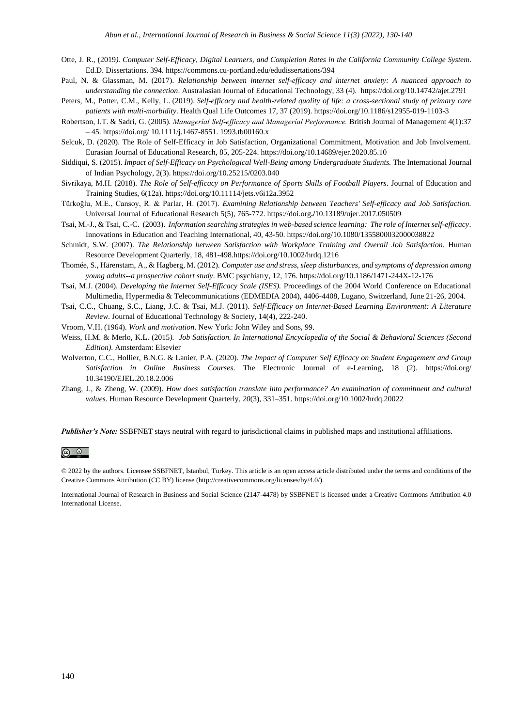Otte, J. R., (2019*). Computer Self-Efficacy, Digital Learners, and Completion Rates in the California Community College System*. Ed.D. Dissertations. 394. https://commons.cu-portland.edu/edudissertations/394

Paul, N. & Glassman, M. (2017). *Relationship between internet self-efficacy and internet anxiety: A nuanced approach to understanding the connection*. Australasian Journal of Educational Technology, 33 (4). https://doi.org/10.14742/ajet.2791

Peters, M., Potter, C.M., Kelly, L. (2019). *Self-efficacy and health-related quality of life: a cross-sectional study of primary care patients with multi-morbidity*. Health Qual Life Outcomes 17, 37 (2019). https://doi.org/10.1186/s12955-019-1103-3

Robertson, I.T. & Sadri, G. (2005). *Managerial Self-efficacy and Managerial Performance.* British Journal of Management 4(1):37 – 45. https://doi.org/ 10.1111/j.1467-8551. 1993.tb00160.x

Selcuk, D. (2020). The Role of Self-Efficacy in Job Satisfaction, Organizational Commitment, Motivation and Job Involvement. Eurasian Journal of Educational Research, 85, 205-224. https://doi.org/10.14689/ejer.2020.85.10

Siddiqui, S. (2015). *Impact of Self-Efficacy on Psychological Well-Being among Undergraduate Students.* The International Journal of Indian Psychology, 2(3). https://doi.org/10.25215/0203.040

Sivrikaya, M.H. (2018). *The Role of Self-efficacy on Performance of Sports Skills of Football Players*. Journal of Education and Training Studies, 6(12a). https://doi.org/10.11114/jets.v6i12a.3952

Türkoğlu, M.E., Cansoy, R. & Parlar, H. (2017). *Examining Relationship between Teachers' Self-efficacy and Job Satisfaction.* Universal Journal of Educational Research 5(5), 765-772. https://doi.org**.**/10.13189/ujer.2017.050509

Tsai, M.-J., & Tsai, C.-C. (2003). *Information searching strategies in web-based science learning: The role of Internet self-efficacy*. Innovations in Education and Teaching International, 40, 43-50. https://doi.org/10.1080/1355800032000038822

Schmidt, S.W. (2007). *The Relationship between Satisfaction with Workplace Training and Overall Job Satisfaction.* Human Resource Development Quarterly, 18, 481-498.https://doi.org/10.1002/hrdq.1216

Thomée, S., Härenstam, A., & Hagberg, M. (2012). *Computer use and stress, sleep disturbances, and symptoms of depression among young adults--a prospective cohort study*. BMC psychiatry, 12, 176. https://doi.org/10.1186/1471-244X-12-176

Tsai, M.J. (2004). *Developing the Internet Self-Efficacy Scale (ISES).* Proceedings of the 2004 World Conference on Educational Multimedia, Hypermedia & Telecommunications (EDMEDIA 2004), 4406-4408, Lugano, Switzerland, June 21-26, 2004.

Tsai, C.C., Chuang, S.C., Liang, J.C. & Tsai, M.J. (2011). *Self-Efficacy on Internet-Based Learning Environment: A Literature Review*. Journal of Educational Technology & Society, 14(4), 222-240.

Vroom, V.H. (1964). *Work and motivation*. New York: John Wiley and Sons, 99.

Weiss, H.M. & Merlo, K.L. (2015*). Job Satisfaction. In International Encyclopedia of the Social & Behavioral Sciences (Second Edition)*. Amsterdam: Elsevier

Wolverton, C.C., Hollier, B.N.G. & Lanier, P.A. (2020). *The Impact of Computer Self Efficacy on Student Engagement and Group Satisfaction in Online Business Courses*. The Electronic Journal of e-Learning, 18 (2). https://doi.org/ 10.34190/EJEL.20.18.2.006

Zhang, J., & Zheng, W. (2009). *How does satisfaction translate into performance? An examination of commitment and cultural values*. Human Resource Development Quarterly, *20*(3), 331–351. https://doi.org/10.1002/hrdq.20022

***Publisher's Note:*** SSBFNET stays neutral with regard to jurisdictional claims in published maps and institutional affiliations.

© 2022 by the authors. Licensee SSBFNET, Istanbul, Turkey. This article is an open access article distributed under the terms and conditions of the Creative Commons Attribution (CC BY) license (http://creativecommons.org/licenses/by/4.0/).

International Journal of Research in Business and Social Science (2147-4478) by SSBFNET is licensed under a Creative Commons Attribution 4.0 International License.